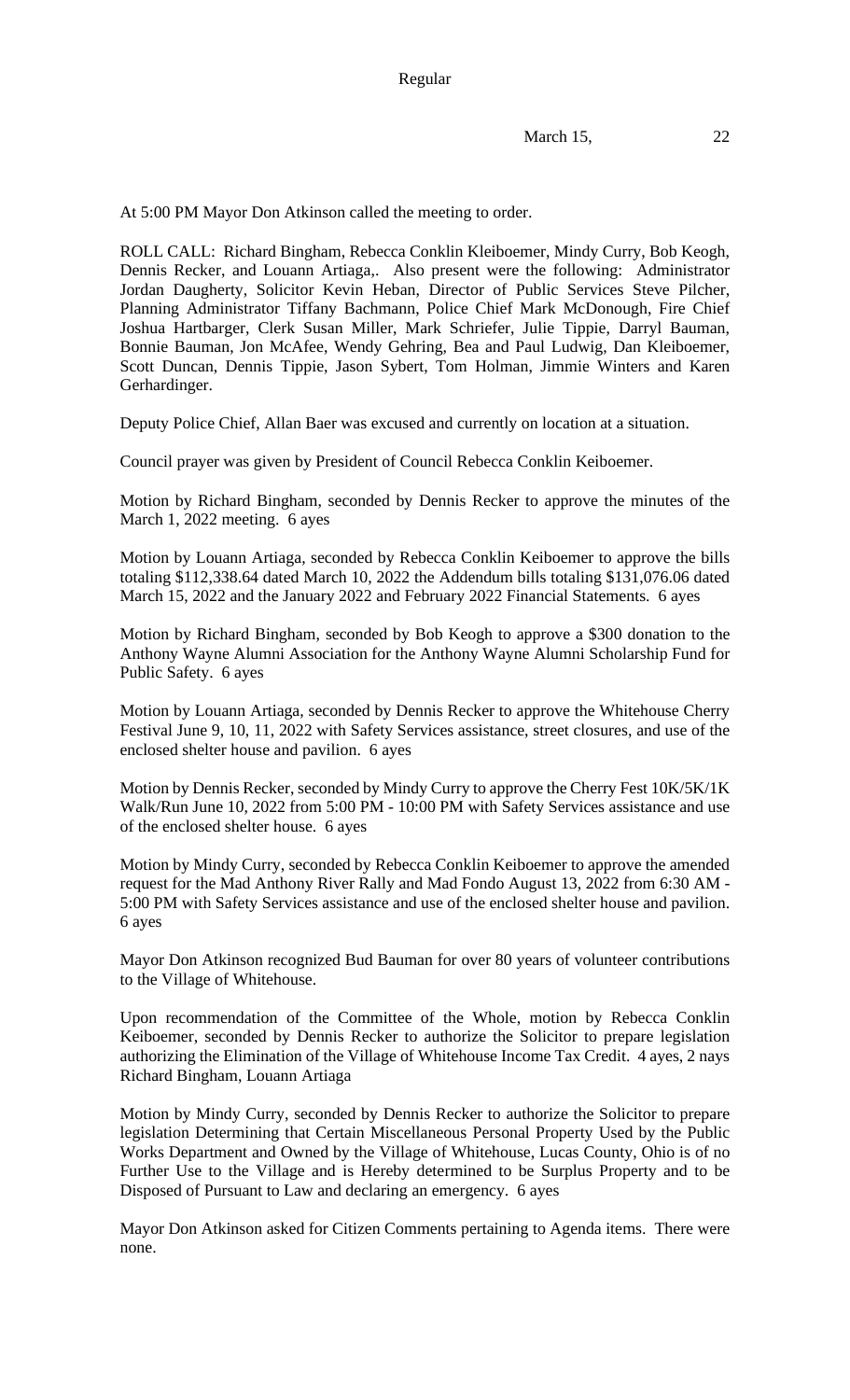Regular

March 15, 22

At 5:00 PM Mayor Don Atkinson called the meeting to order.

ROLL CALL: Richard Bingham, Rebecca Conklin Kleiboemer, Mindy Curry, Bob Keogh, Dennis Recker, and Louann Artiaga,. Also present were the following: Administrator Jordan Daugherty, Solicitor Kevin Heban, Director of Public Services Steve Pilcher, Planning Administrator Tiffany Bachmann, Police Chief Mark McDonough, Fire Chief Joshua Hartbarger, Clerk Susan Miller, Mark Schriefer, Julie Tippie, Darryl Bauman, Bonnie Bauman, Jon McAfee, Wendy Gehring, Bea and Paul Ludwig, Dan Kleiboemer, Scott Duncan, Dennis Tippie, Jason Sybert, Tom Holman, Jimmie Winters and Karen Gerhardinger.

Deputy Police Chief, Allan Baer was excused and currently on location at a situation.

Council prayer was given by President of Council Rebecca Conklin Keiboemer.

Motion by Richard Bingham, seconded by Dennis Recker to approve the minutes of the March 1, 2022 meeting. 6 ayes

Motion by Louann Artiaga, seconded by Rebecca Conklin Keiboemer to approve the bills totaling $112,338.64 dated March 10, 2022 the Addendum bills totaling $131,076.06 dated March 15, 2022 and the January 2022 and February 2022 Financial Statements. 6 ayes

Motion by Richard Bingham, seconded by Bob Keogh to approve a $300 donation to the Anthony Wayne Alumni Association for the Anthony Wayne Alumni Scholarship Fund for Public Safety. 6 ayes

Motion by Louann Artiaga, seconded by Dennis Recker to approve the Whitehouse Cherry Festival June 9, 10, 11, 2022 with Safety Services assistance, street closures, and use of the enclosed shelter house and pavilion. 6 ayes

Motion by Dennis Recker, seconded by Mindy Curry to approve the Cherry Fest 10K/5K/1K Walk/Run June 10, 2022 from 5:00 PM - 10:00 PM with Safety Services assistance and use of the enclosed shelter house. 6 ayes

Motion by Mindy Curry, seconded by Rebecca Conklin Keiboemer to approve the amended request for the Mad Anthony River Rally and Mad Fondo August 13, 2022 from 6:30 AM - 5:00 PM with Safety Services assistance and use of the enclosed shelter house and pavilion. 6 ayes

Mayor Don Atkinson recognized Bud Bauman for over 80 years of volunteer contributions to the Village of Whitehouse.

Upon recommendation of the Committee of the Whole, motion by Rebecca Conklin Keiboemer, seconded by Dennis Recker to authorize the Solicitor to prepare legislation authorizing the Elimination of the Village of Whitehouse Income Tax Credit. 4 ayes, 2 nays Richard Bingham, Louann Artiaga

Motion by Mindy Curry, seconded by Dennis Recker to authorize the Solicitor to prepare legislation Determining that Certain Miscellaneous Personal Property Used by the Public Works Department and Owned by the Village of Whitehouse, Lucas County, Ohio is of no Further Use to the Village and is Hereby determined to be Surplus Property and to be Disposed of Pursuant to Law and declaring an emergency. 6 ayes

Mayor Don Atkinson asked for Citizen Comments pertaining to Agenda items. There were none.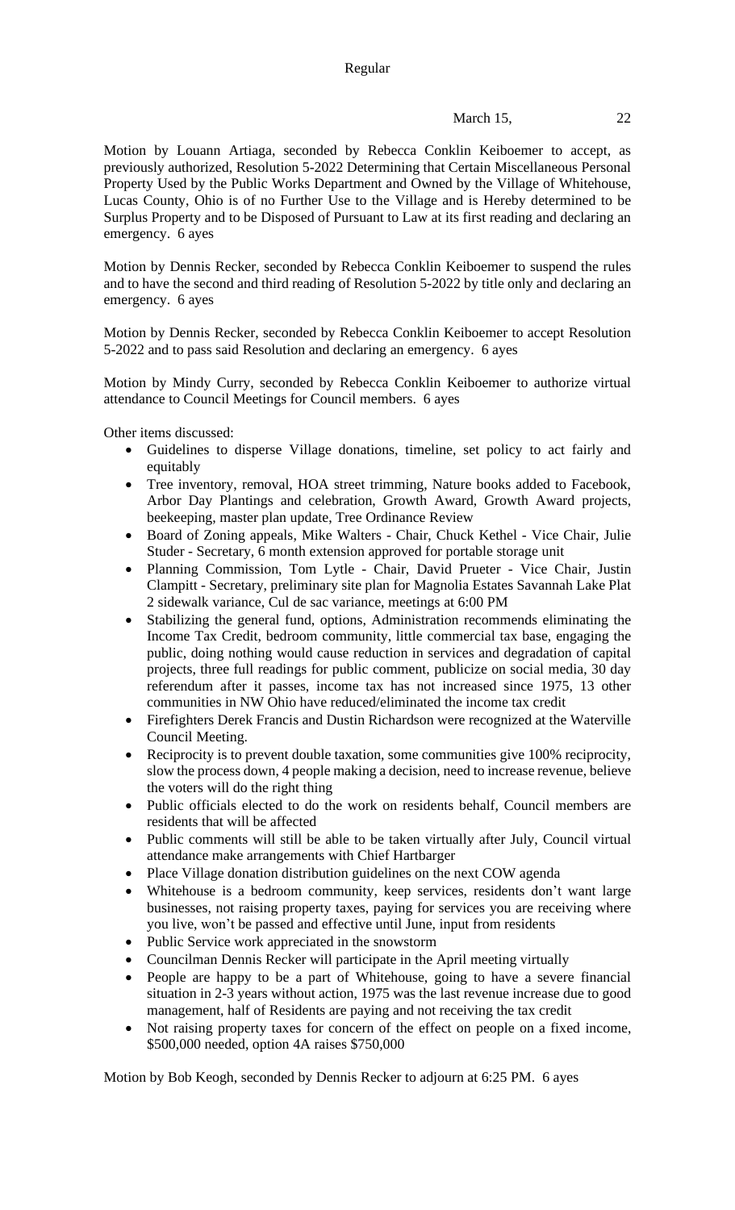Motion by Louann Artiaga, seconded by Rebecca Conklin Keiboemer to accept, as previously authorized, Resolution 5-2022 Determining that Certain Miscellaneous Personal Property Used by the Public Works Department and Owned by the Village of Whitehouse, Lucas County, Ohio is of no Further Use to the Village and is Hereby determined to be Surplus Property and to be Disposed of Pursuant to Law at its first reading and declaring an emergency. 6 ayes

Motion by Dennis Recker, seconded by Rebecca Conklin Keiboemer to suspend the rules and to have the second and third reading of Resolution 5-2022 by title only and declaring an emergency. 6 ayes

Motion by Dennis Recker, seconded by Rebecca Conklin Keiboemer to accept Resolution 5-2022 and to pass said Resolution and declaring an emergency. 6 ayes

Motion by Mindy Curry, seconded by Rebecca Conklin Keiboemer to authorize virtual attendance to Council Meetings for Council members. 6 ayes

Other items discussed:

- Guidelines to disperse Village donations, timeline, set policy to act fairly and equitably
- Tree inventory, removal, HOA street trimming, Nature books added to Facebook, Arbor Day Plantings and celebration, Growth Award, Growth Award projects, beekeeping, master plan update, Tree Ordinance Review
- Board of Zoning appeals, Mike Walters - Chair, Chuck Kethel - Vice Chair, Julie Studer - Secretary, 6 month extension approved for portable storage unit
- Planning Commission, Tom Lytle - Chair, David Prueter - Vice Chair, Justin Clampitt - Secretary, preliminary site plan for Magnolia Estates Savannah Lake Plat 2 sidewalk variance, Cul de sac variance, meetings at 6:00 PM
- Stabilizing the general fund, options, Administration recommends eliminating the Income Tax Credit, bedroom community, little commercial tax base, engaging the public, doing nothing would cause reduction in services and degradation of capital projects, three full readings for public comment, publicize on social media, 30 day referendum after it passes, income tax has not increased since 1975, 13 other communities in NW Ohio have reduced/eliminated the income tax credit
- Firefighters Derek Francis and Dustin Richardson were recognized at the Waterville Council Meeting.
- Reciprocity is to prevent double taxation, some communities give 100% reciprocity, slow the process down, 4 people making a decision, need to increase revenue, believe the voters will do the right thing
- Public officials elected to do the work on residents behalf, Council members are residents that will be affected
- Public comments will still be able to be taken virtually after July, Council virtual attendance make arrangements with Chief Hartbarger
- Place Village donation distribution guidelines on the next COW agenda
- Whitehouse is a bedroom community, keep services, residents don't want large businesses, not raising property taxes, paying for services you are receiving where you live, won't be passed and effective until June, input from residents
- Public Service work appreciated in the snowstorm
- Councilman Dennis Recker will participate in the April meeting virtually
- People are happy to be a part of Whitehouse, going to have a severe financial situation in 2-3 years without action, 1975 was the last revenue increase due to good management, half of Residents are paying and not receiving the tax credit
- Not raising property taxes for concern of the effect on people on a fixed income, $500,000 needed, option 4A raises $750,000

Motion by Bob Keogh, seconded by Dennis Recker to adjourn at 6:25 PM. 6 ayes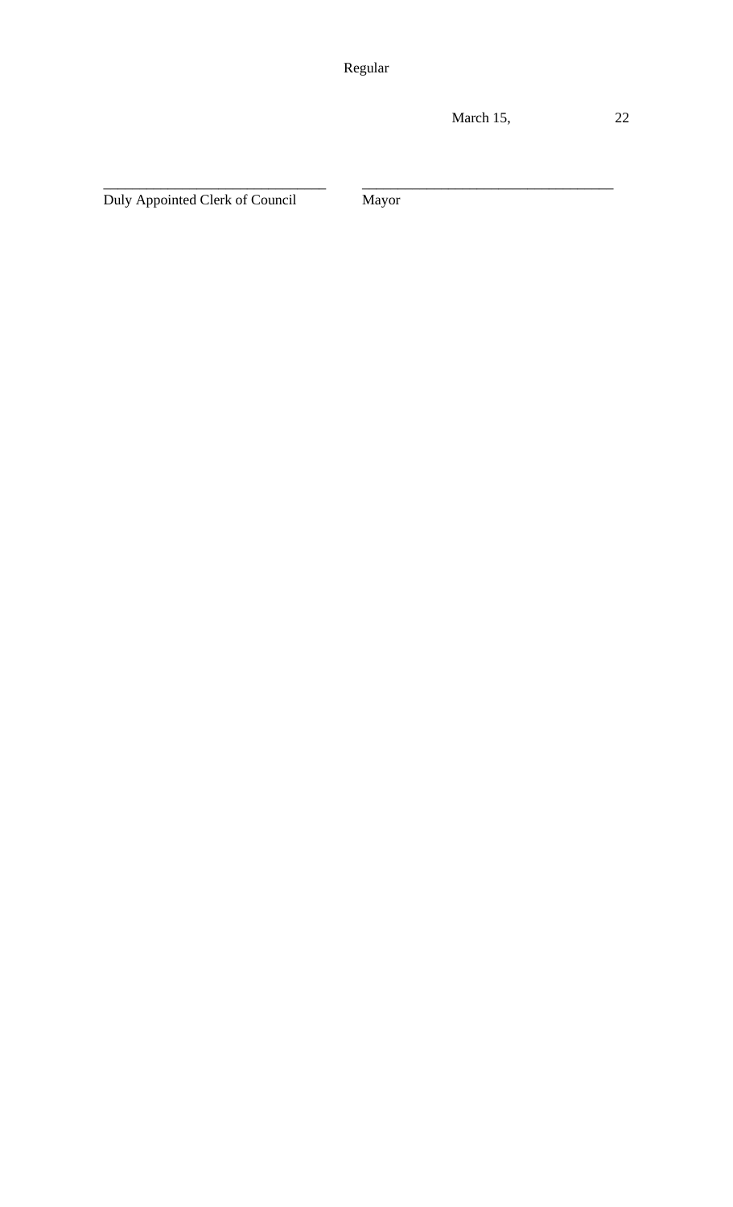_______________________________ &nbsp;&nbsp;&nbsp;&nbsp;&nbsp;&nbsp;&nbsp; ___________________________________

Duly Appointed Clerk of Council &nbsp;&nbsp;&nbsp;&nbsp;&nbsp;&nbsp;&nbsp; Mayor